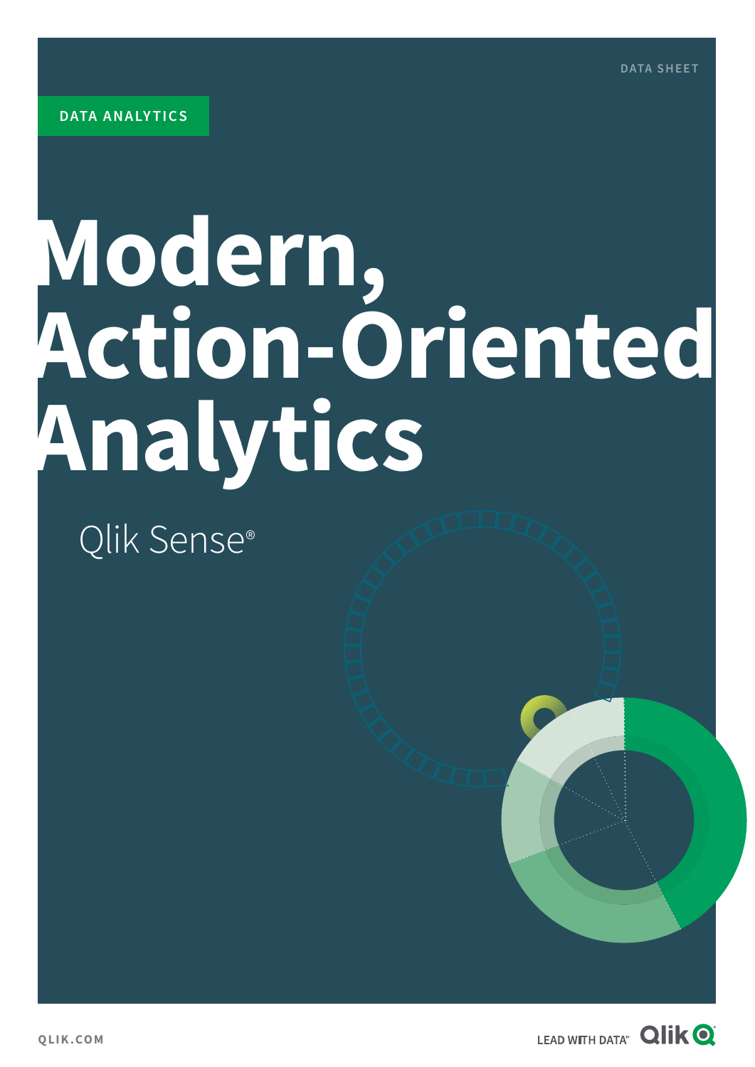DATA SHEET

DATA ANALYTICS

# Modern, Action-Oriented Analytics

Qlik Sense®

QLIK.COM

LEAD WITH DATA™ Qlik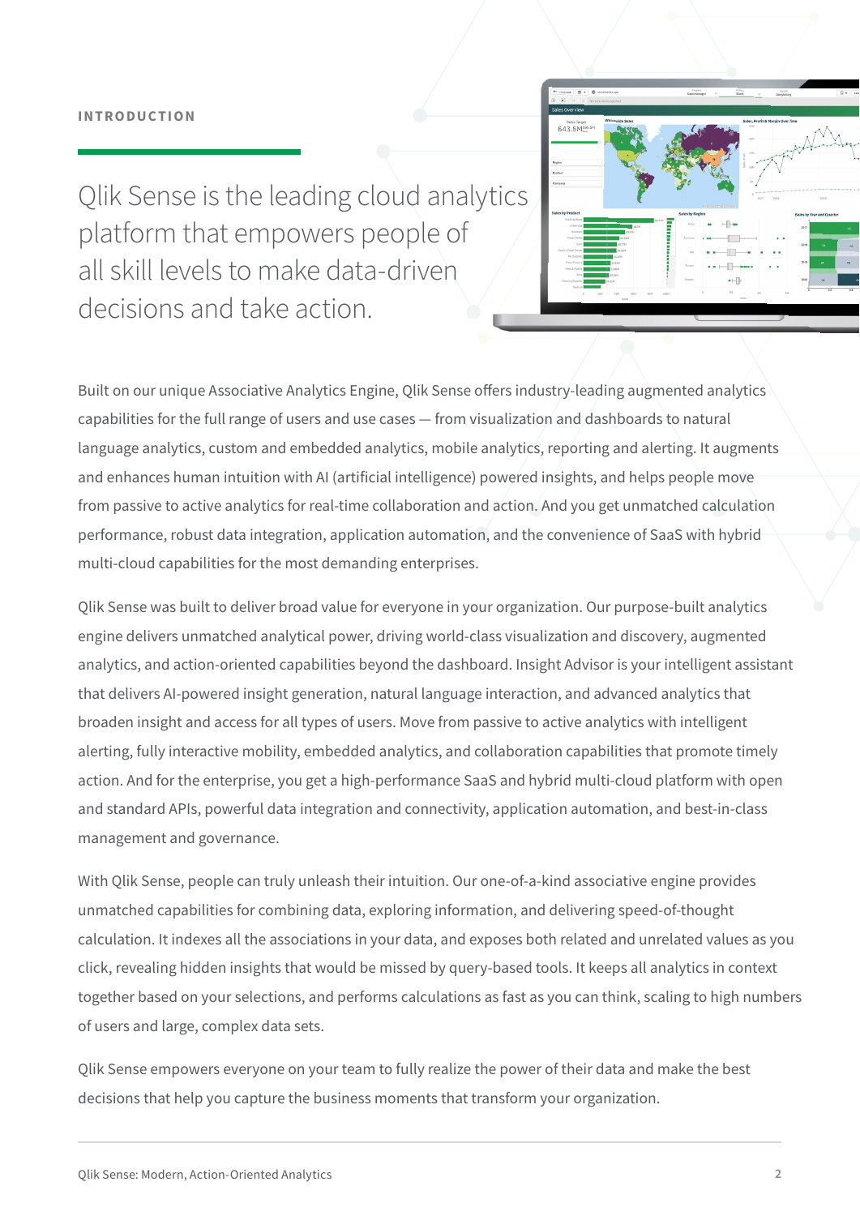## INTRODUCTION

# Qlik Sense is the leading cloud analytics platform that empowers people of all skill levels to make data-driven decisions and take action.

Built on our unique Associative Analytics Engine, Qlik Sense offers industry-leading augmented analytics capabilities for the full range of users and use cases — from visualization and dashboards to natural language analytics, custom and embedded analytics, mobile analytics, reporting and alerting. It augments and enhances human intuition with AI (artificial intelligence) powered insights, and helps people move from passive to active analytics for real-time collaboration and action. And you get unmatched calculation performance, robust data integration, application automation, and the convenience of SaaS with hybrid multi-cloud capabilities for the most demanding enterprises.

Qlik Sense was built to deliver broad value for everyone in your organization. Our purpose-built analytics engine delivers unmatched analytical power, driving world-class visualization and discovery, augmented analytics, and action-oriented capabilities beyond the dashboard. Insight Advisor is your intelligent assistant that delivers AI-powered insight generation, natural language interaction, and advanced analytics that broaden insight and access for all types of users. Move from passive to active analytics with intelligent alerting, fully interactive mobility, embedded analytics, and collaboration capabilities that promote timely action. And for the enterprise, you get a high-performance SaaS and hybrid multi-cloud platform with open and standard APIs, powerful data integration and connectivity, application automation, and best-in-class management and governance.

With Qlik Sense, people can truly unleash their intuition. Our one-of-a-kind associative engine provides unmatched capabilities for combining data, exploring information, and delivering speed-of-thought calculation. It indexes all the associations in your data, and exposes both related and unrelated values as you click, revealing hidden insights that would be missed by query-based tools. It keeps all analytics in context together based on your selections, and performs calculations as fast as you can think, scaling to high numbers of users and large, complex data sets.

Qlik Sense empowers everyone on your team to fully realize the power of their data and make the best decisions that help you capture the business moments that transform your organization.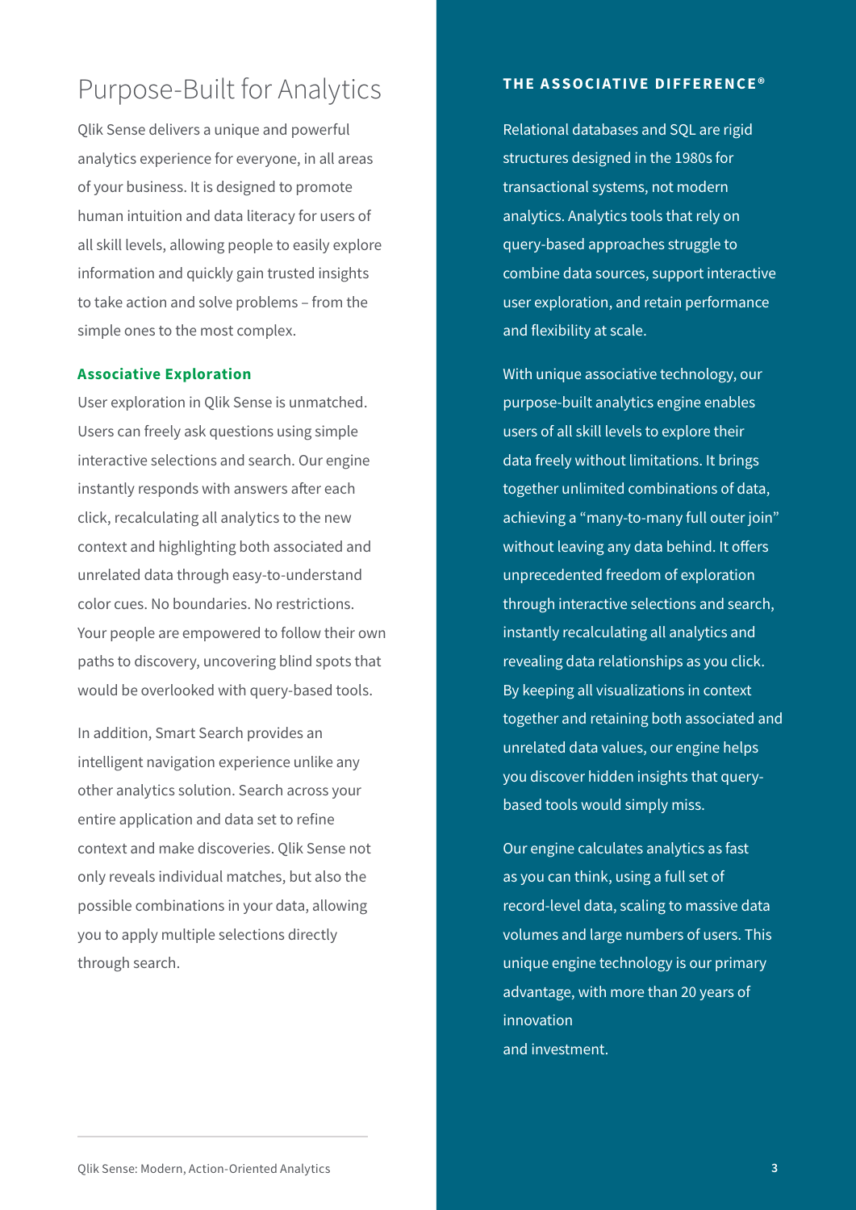# Purpose-Built for Analytics

Qlik Sense delivers a unique and powerful analytics experience for everyone, in all areas of your business. It is designed to promote human intuition and data literacy for users of all skill levels, allowing people to easily explore information and quickly gain trusted insights to take action and solve problems – from the simple ones to the most complex.

### Associative Exploration

User exploration in Qlik Sense is unmatched. Users can freely ask questions using simple interactive selections and search. Our engine instantly responds with answers after each click, recalculating all analytics to the new context and highlighting both associated and unrelated data through easy-to-understand color cues. No boundaries. No restrictions. Your people are empowered to follow their own paths to discovery, uncovering blind spots that would be overlooked with query-based tools.

In addition, Smart Search provides an intelligent navigation experience unlike any other analytics solution. Search across your entire application and data set to refine context and make discoveries. Qlik Sense not only reveals individual matches, but also the possible combinations in your data, allowing you to apply multiple selections directly through search.

### THE ASSOCIATIVE DIFFERENCE®

Relational databases and SQL are rigid structures designed in the 1980s for transactional systems, not modern analytics. Analytics tools that rely on query-based approaches struggle to combine data sources, support interactive user exploration, and retain performance and flexibility at scale.

With unique associative technology, our purpose-built analytics engine enables users of all skill levels to explore their data freely without limitations. It brings together unlimited combinations of data, achieving a "many-to-many full outer join" without leaving any data behind. It offers unprecedented freedom of exploration through interactive selections and search, instantly recalculating all analytics and revealing data relationships as you click. By keeping all visualizations in context together and retaining both associated and unrelated data values, our engine helps you discover hidden insights that query-based tools would simply miss.

Our engine calculates analytics as fast as you can think, using a full set of record-level data, scaling to massive data volumes and large numbers of users. This unique engine technology is our primary advantage, with more than 20 years of innovation and investment.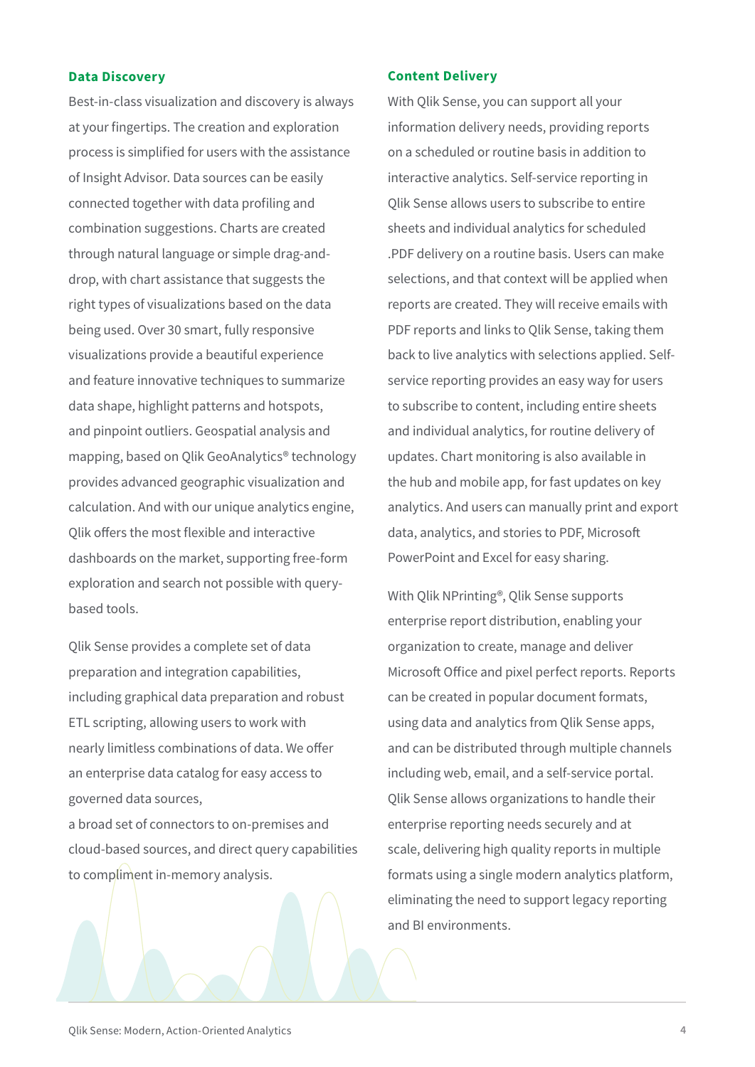### Data Discovery

Best-in-class visualization and discovery is always at your fingertips. The creation and exploration process is simplified for users with the assistance of Insight Advisor. Data sources can be easily connected together with data profiling and combination suggestions. Charts are created through natural language or simple drag-and-drop, with chart assistance that suggests the right types of visualizations based on the data being used. Over 30 smart, fully responsive visualizations provide a beautiful experience and feature innovative techniques to summarize data shape, highlight patterns and hotspots, and pinpoint outliers. Geospatial analysis and mapping, based on Qlik GeoAnalytics® technology provides advanced geographic visualization and calculation. And with our unique analytics engine, Qlik offers the most flexible and interactive dashboards on the market, supporting free-form exploration and search not possible with query-based tools.

Qlik Sense provides a complete set of data preparation and integration capabilities, including graphical data preparation and robust ETL scripting, allowing users to work with nearly limitless combinations of data. We offer an enterprise data catalog for easy access to governed data sources,
a broad set of connectors to on-premises and cloud-based sources, and direct query capabilities to compliment in-memory analysis.

### Content Delivery

With Qlik Sense, you can support all your information delivery needs, providing reports on a scheduled or routine basis in addition to interactive analytics. Self-service reporting in Qlik Sense allows users to subscribe to entire sheets and individual analytics for scheduled .PDF delivery on a routine basis. Users can make selections, and that context will be applied when reports are created. They will receive emails with PDF reports and links to Qlik Sense, taking them back to live analytics with selections applied. Self-service reporting provides an easy way for users to subscribe to content, including entire sheets and individual analytics, for routine delivery of updates. Chart monitoring is also available in the hub and mobile app, for fast updates on key analytics. And users can manually print and export data, analytics, and stories to PDF, Microsoft PowerPoint and Excel for easy sharing.

With Qlik NPrinting®, Qlik Sense supports enterprise report distribution, enabling your organization to create, manage and deliver Microsoft Office and pixel perfect reports. Reports can be created in popular document formats, using data and analytics from Qlik Sense apps, and can be distributed through multiple channels including web, email, and a self-service portal. Qlik Sense allows organizations to handle their enterprise reporting needs securely and at scale, delivering high quality reports in multiple formats using a single modern analytics platform, eliminating the need to support legacy reporting and BI environments.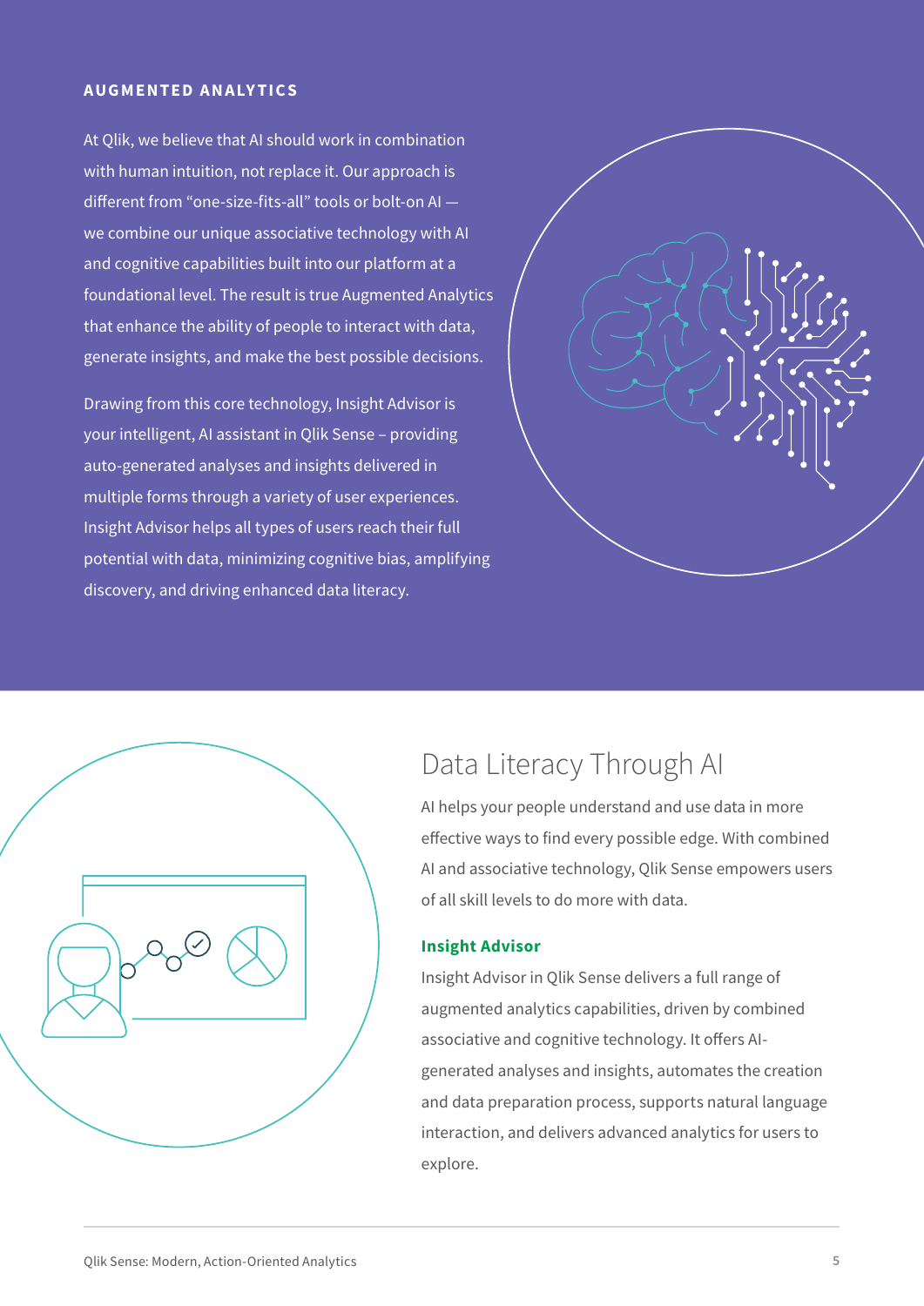## AUGMENTED ANALYTICS

At Qlik, we believe that AI should work in combination with human intuition, not replace it. Our approach is different from "one-size-fits-all" tools or bolt-on AI — we combine our unique associative technology with AI and cognitive capabilities built into our platform at a foundational level. The result is true Augmented Analytics that enhance the ability of people to interact with data, generate insights, and make the best possible decisions.

Drawing from this core technology, Insight Advisor is your intelligent, AI assistant in Qlik Sense – providing auto-generated analyses and insights delivered in multiple forms through a variety of user experiences. Insight Advisor helps all types of users reach their full potential with data, minimizing cognitive bias, amplifying discovery, and driving enhanced data literacy.

## Data Literacy Through AI

AI helps your people understand and use data in more effective ways to find every possible edge. With combined AI and associative technology, Qlik Sense empowers users of all skill levels to do more with data.

### Insight Advisor

Insight Advisor in Qlik Sense delivers a full range of augmented analytics capabilities, driven by combined associative and cognitive technology. It offers AI-generated analyses and insights, automates the creation and data preparation process, supports natural language interaction, and delivers advanced analytics for users to explore.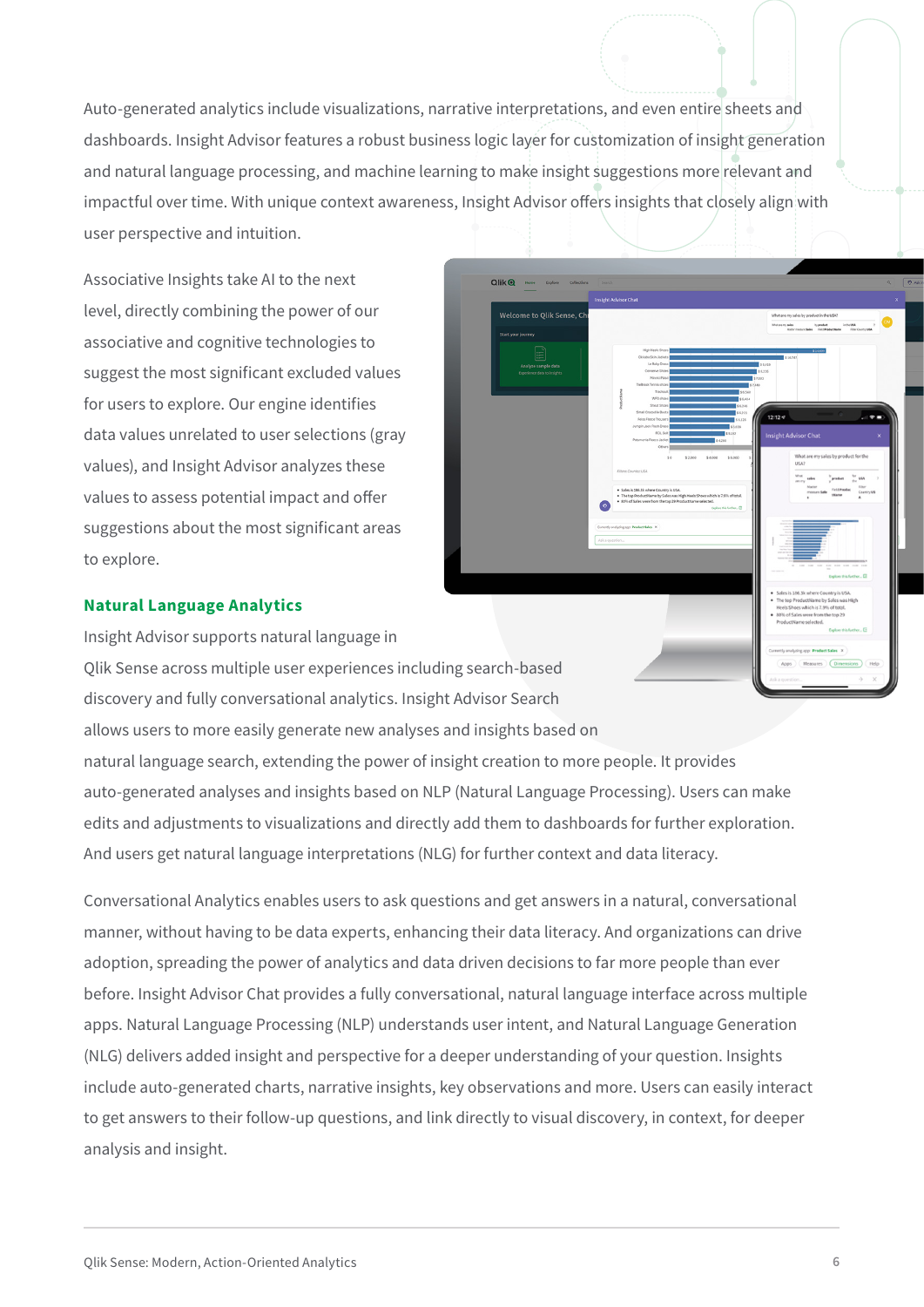Auto-generated analytics include visualizations, narrative interpretations, and even entire sheets and dashboards. Insight Advisor features a robust business logic layer for customization of insight generation and natural language processing, and machine learning to make insight suggestions more relevant and impactful over time. With unique context awareness, Insight Advisor offers insights that closely align with user perspective and intuition.

Associative Insights take AI to the next level, directly combining the power of our associative and cognitive technologies to suggest the most significant excluded values for users to explore. Our engine identifies data values unrelated to user selections (gray values), and Insight Advisor analyzes these values to assess potential impact and offer suggestions about the most significant areas to explore.

## Natural Language Analytics

Insight Advisor supports natural language in Qlik Sense across multiple user experiences including search-based discovery and fully conversational analytics. Insight Advisor Search allows users to more easily generate new analyses and insights based on natural language search, extending the power of insight creation to more people. It provides auto-generated analyses and insights based on NLP (Natural Language Processing). Users can make edits and adjustments to visualizations and directly add them to dashboards for further exploration. And users get natural language interpretations (NLG) for further context and data literacy.

Conversational Analytics enables users to ask questions and get answers in a natural, conversational manner, without having to be data experts, enhancing their data literacy. And organizations can drive adoption, spreading the power of analytics and data driven decisions to far more people than ever before. Insight Advisor Chat provides a fully conversational, natural language interface across multiple apps. Natural Language Processing (NLP) understands user intent, and Natural Language Generation (NLG) delivers added insight and perspective for a deeper understanding of your question. Insights include auto-generated charts, narrative insights, key observations and more. Users can easily interact to get answers to their follow-up questions, and link directly to visual discovery, in context, for deeper analysis and insight.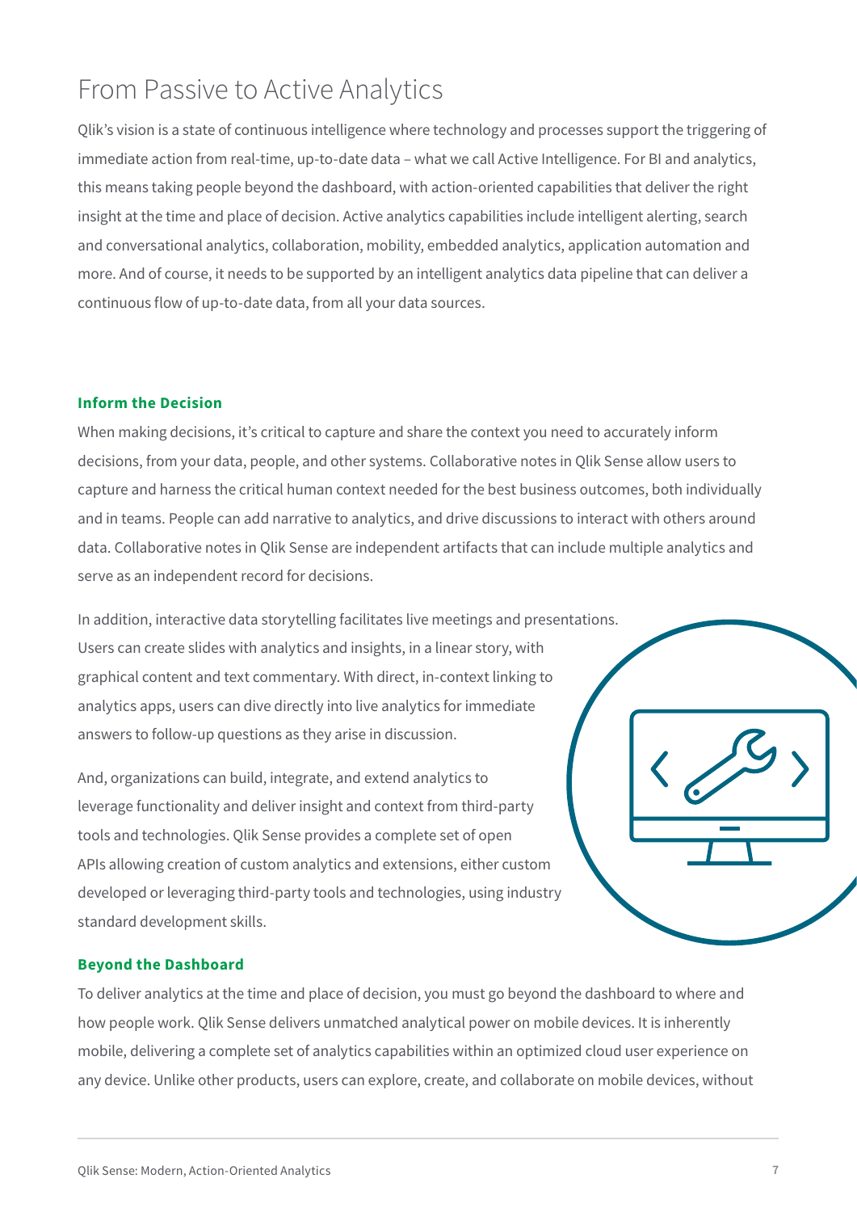# From Passive to Active Analytics

Qlik's vision is a state of continuous intelligence where technology and processes support the triggering of immediate action from real-time, up-to-date data – what we call Active Intelligence. For BI and analytics, this means taking people beyond the dashboard, with action-oriented capabilities that deliver the right insight at the time and place of decision. Active analytics capabilities include intelligent alerting, search and conversational analytics, collaboration, mobility, embedded analytics, application automation and more. And of course, it needs to be supported by an intelligent analytics data pipeline that can deliver a continuous flow of up-to-date data, from all your data sources.

### Inform the Decision

When making decisions, it's critical to capture and share the context you need to accurately inform decisions, from your data, people, and other systems. Collaborative notes in Qlik Sense allow users to capture and harness the critical human context needed for the best business outcomes, both individually and in teams. People can add narrative to analytics, and drive discussions to interact with others around data. Collaborative notes in Qlik Sense are independent artifacts that can include multiple analytics and serve as an independent record for decisions.

In addition, interactive data storytelling facilitates live meetings and presentations. Users can create slides with analytics and insights, in a linear story, with graphical content and text commentary. With direct, in-context linking to analytics apps, users can dive directly into live analytics for immediate answers to follow-up questions as they arise in discussion.

And, organizations can build, integrate, and extend analytics to leverage functionality and deliver insight and context from third-party tools and technologies. Qlik Sense provides a complete set of open APIs allowing creation of custom analytics and extensions, either custom developed or leveraging third-party tools and technologies, using industry standard development skills.

### Beyond the Dashboard

To deliver analytics at the time and place of decision, you must go beyond the dashboard to where and how people work. Qlik Sense delivers unmatched analytical power on mobile devices. It is inherently mobile, delivering a complete set of analytics capabilities within an optimized cloud user experience on any device. Unlike other products, users can explore, create, and collaborate on mobile devices, without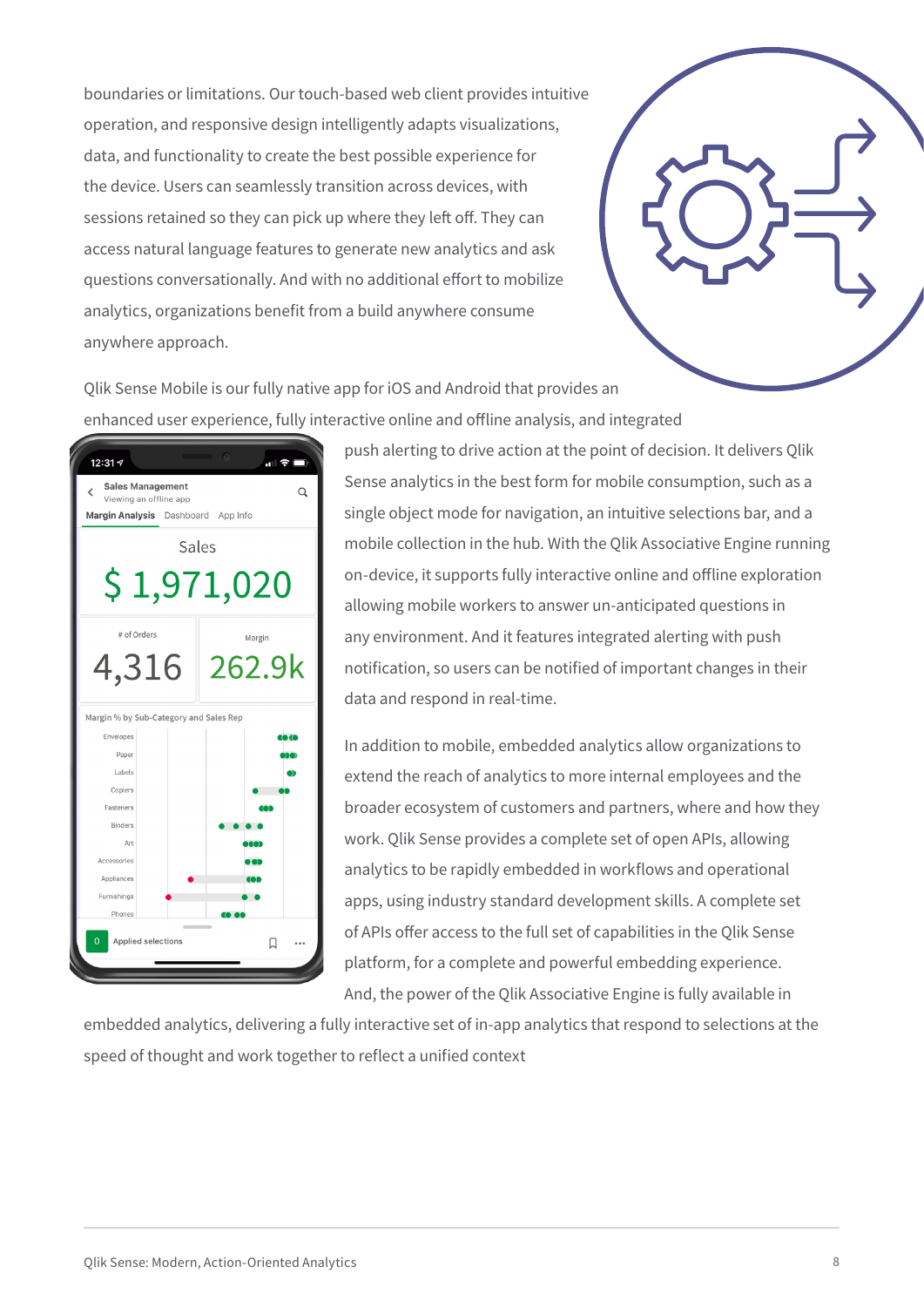boundaries or limitations. Our touch-based web client provides intuitive operation, and responsive design intelligently adapts visualizations, data, and functionality to create the best possible experience for the device. Users can seamlessly transition across devices, with sessions retained so they can pick up where they left off. They can access natural language features to generate new analytics and ask questions conversationally. And with no additional effort to mobilize analytics, organizations benefit from a build anywhere consume anywhere approach.

Qlik Sense Mobile is our fully native app for iOS and Android that provides an enhanced user experience, fully interactive online and offline analysis, and integrated push alerting to drive action at the point of decision. It delivers Qlik Sense analytics in the best form for mobile consumption, such as a single object mode for navigation, an intuitive selections bar, and a mobile collection in the hub. With the Qlik Associative Engine running on-device, it supports fully interactive online and offline exploration allowing mobile workers to answer un-anticipated questions in any environment. And it features integrated alerting with push notification, so users can be notified of important changes in their data and respond in real-time.

In addition to mobile, embedded analytics allow organizations to extend the reach of analytics to more internal employees and the broader ecosystem of customers and partners, where and how they work. Qlik Sense provides a complete set of open APIs, allowing analytics to be rapidly embedded in workflows and operational apps, using industry standard development skills. A complete set of APIs offer access to the full set of capabilities in the Qlik Sense platform, for a complete and powerful embedding experience. And, the power of the Qlik Associative Engine is fully available in embedded analytics, delivering a fully interactive set of in-app analytics that respond to selections at the speed of thought and work together to reflect a unified context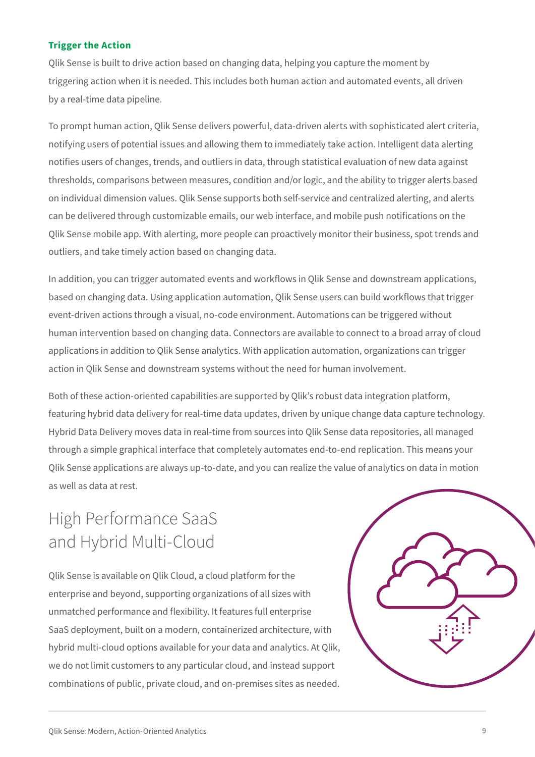### Trigger the Action

Qlik Sense is built to drive action based on changing data, helping you capture the moment by triggering action when it is needed. This includes both human action and automated events, all driven by a real-time data pipeline.

To prompt human action, Qlik Sense delivers powerful, data-driven alerts with sophisticated alert criteria, notifying users of potential issues and allowing them to immediately take action. Intelligent data alerting notifies users of changes, trends, and outliers in data, through statistical evaluation of new data against thresholds, comparisons between measures, condition and/or logic, and the ability to trigger alerts based on individual dimension values. Qlik Sense supports both self-service and centralized alerting, and alerts can be delivered through customizable emails, our web interface, and mobile push notifications on the Qlik Sense mobile app. With alerting, more people can proactively monitor their business, spot trends and outliers, and take timely action based on changing data.

In addition, you can trigger automated events and workflows in Qlik Sense and downstream applications, based on changing data. Using application automation, Qlik Sense users can build workflows that trigger event-driven actions through a visual, no-code environment. Automations can be triggered without human intervention based on changing data. Connectors are available to connect to a broad array of cloud applications in addition to Qlik Sense analytics. With application automation, organizations can trigger action in Qlik Sense and downstream systems without the need for human involvement.

Both of these action-oriented capabilities are supported by Qlik's robust data integration platform, featuring hybrid data delivery for real-time data updates, driven by unique change data capture technology. Hybrid Data Delivery moves data in real-time from sources into Qlik Sense data repositories, all managed through a simple graphical interface that completely automates end-to-end replication. This means your Qlik Sense applications are always up-to-date, and you can realize the value of analytics on data in motion as well as data at rest.

## High Performance SaaS and Hybrid Multi-Cloud

Qlik Sense is available on Qlik Cloud, a cloud platform for the enterprise and beyond, supporting organizations of all sizes with unmatched performance and flexibility. It features full enterprise SaaS deployment, built on a modern, containerized architecture, with hybrid multi-cloud options available for your data and analytics. At Qlik, we do not limit customers to any particular cloud, and instead support combinations of public, private cloud, and on-premises sites as needed.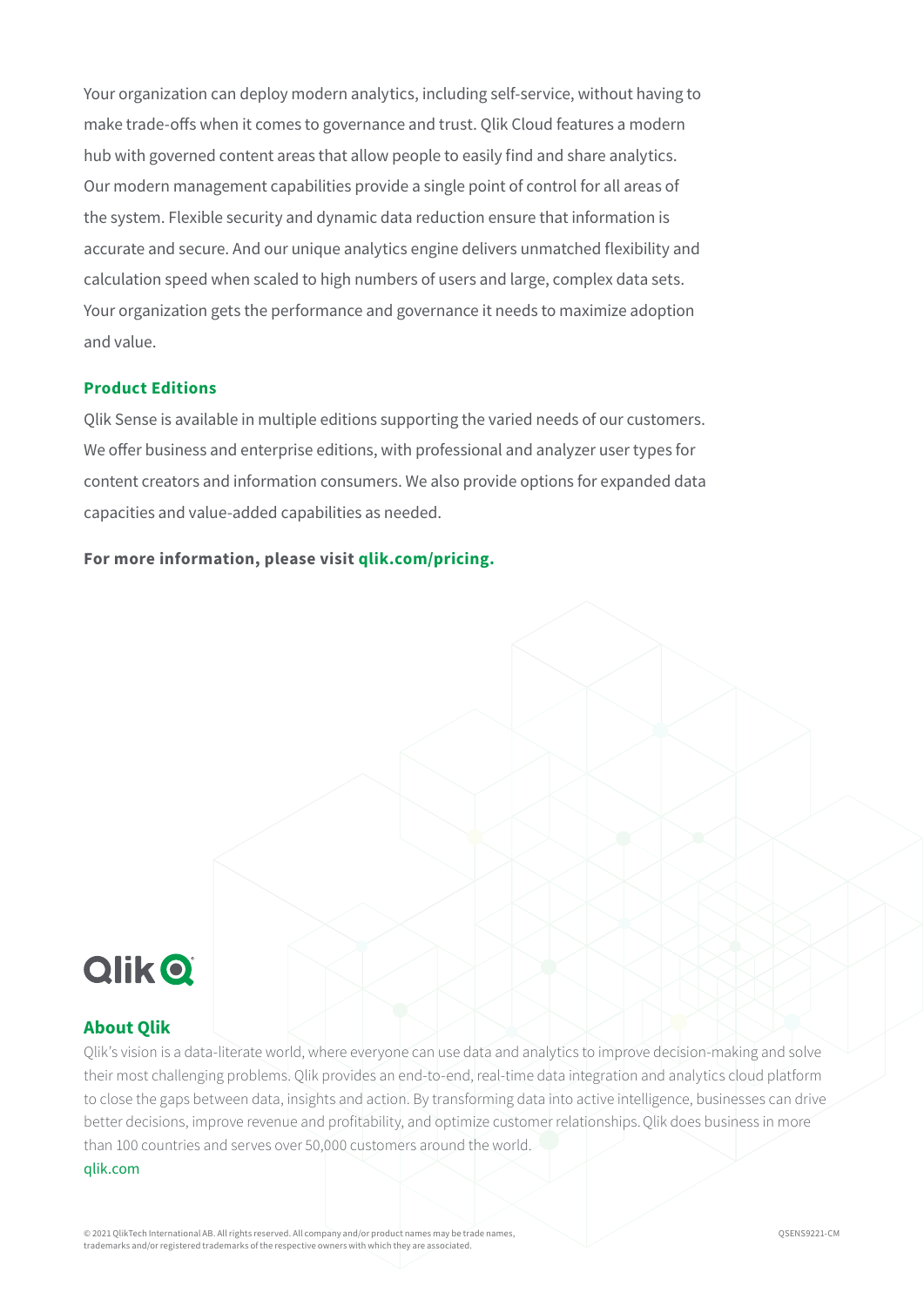Your organization can deploy modern analytics, including self-service, without having to make trade-offs when it comes to governance and trust. Qlik Cloud features a modern hub with governed content areas that allow people to easily find and share analytics. Our modern management capabilities provide a single point of control for all areas of the system. Flexible security and dynamic data reduction ensure that information is accurate and secure. And our unique analytics engine delivers unmatched flexibility and calculation speed when scaled to high numbers of users and large, complex data sets. Your organization gets the performance and governance it needs to maximize adoption and value.

### Product Editions

Qlik Sense is available in multiple editions supporting the varied needs of our customers. We offer business and enterprise editions, with professional and analyzer user types for content creators and information consumers. We also provide options for expanded data capacities and value-added capabilities as needed.

**For more information, please visit qlik.com/pricing.**

Qlik

### About Qlik

Qlik's vision is a data-literate world, where everyone can use data and analytics to improve decision-making and solve their most challenging problems. Qlik provides an end-to-end, real-time data integration and analytics cloud platform to close the gaps between data, insights and action. By transforming data into active intelligence, businesses can drive better decisions, improve revenue and profitability, and optimize customer relationships. Qlik does business in more than 100 countries and serves over 50,000 customers around the world.

qlik.com

© 2021 QlikTech International AB. All rights reserved. All company and/or product names may be trade names, trademarks and/or registered trademarks of the respective owners with which they are associated.

QSENS9221-CM